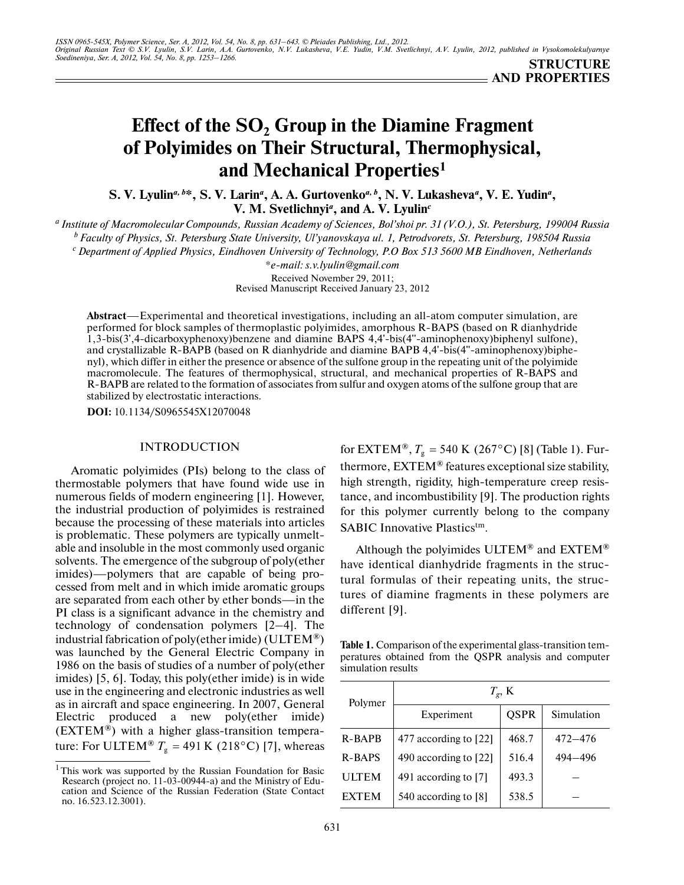STRUCTURE AND PROPERTIES

# Effect of the $SO_2$ Group in the Diamine Fragment of Polyimides on Their Structural, Thermophysical, and Mechanical Properties[1]

**S. V. Lyulin[a, b]\*, S. V. Larin[a], A. A. Gurtovenko[a, b], N. V. Lukasheva[a], V. E. Yudin[a], V. M. Svetlichnyi[a], and A. V. Lyulin[c]**

[a] *Institute of Macromolecular Compounds, Russian Academy of Sciences, Bol'shoi pr. 31 (V.O.), St. Petersburg, 199004 Russia*

[b] *Faculty of Physics, St. Petersburg State University, Ul'yanovskaya ul. 1, Petrodvorets, St. Petersburg, 198504 Russia*

[c] *Department of Applied Physics, Eindhoven University of Technology, P.O Box 513 5600 MB Eindhoven, Netherlands*

\**e-mail: s.v.lyulin@gmail.com*

Received November 29, 2011;
Revised Manuscript Received January 23, 2012

**Abstract**—Experimental and theoretical investigations, including an all-atom computer simulation, are performed for block samples of thermoplastic polyimides, amorphous R-BAPS (based on R dianhydride 1,3-bis(3',4-dicarboxyphenoxy)benzene and diamine BAPS 4,4'-bis(4''-aminophenoxy)biphenyl sulfone), and crystallizable R-BAPB (based on R dianhydride and diamine BAPB 4,4'-bis(4''-aminophenoxy)biphenyl), which differ in either the presence or absence of the sulfone group in the repeating unit of the polyimide macromolecule. The features of thermophysical, structural, and mechanical properties of R-BAPS and R-BAPB are related to the formation of associates from sulfur and oxygen atoms of the sulfone group that are stabilized by electrostatic interactions.

**DOI:** 10.1134/S0965545X12070048

## INTRODUCTION

Aromatic polyimides (PIs) belong to the class of thermostable polymers that have found wide use in numerous fields of modern engineering [1]. However, the industrial production of polyimides is restrained because the processing of these materials into articles is problematic. These polymers are typically unmeltable and insoluble in the most commonly used organic solvents. The emergence of the subgroup of poly(ether imides)—polymers that are capable of being processed from melt and in which imide aromatic groups are separated from each other by ether bonds—in the PI class is a significant advance in the chemistry and technology of condensation polymers [2–4]. The industrial fabrication of poly(ether imide) (ULTEM®) was launched by the General Electric Company in 1986 on the basis of studies of a number of poly(ether imides) [5, 6]. Today, this poly(ether imide) is in wide use in the engineering and electronic industries as well as in aircraft and space engineering. In 2007, General Electric produced a new poly(ether imide) (EXTEM®) with a higher glass-transition temperature: For ULTEM® $T_g$ = 491 K (218°C) [7], whereas for EXTEM®, $T_g$ = 540 K (267°C) [8] (Table 1). Furthermore, EXTEM® features exceptional size stability, high strength, rigidity, high-temperature creep resistance, and incombustibility [9]. The production rights for this polymer currently belong to the company SABIC Innovative Plastics™.

Although the polyimides ULTEM® and EXTEM® have identical dianhydride fragments in the structural formulas of their repeating units, the structures of diamine fragments in these polymers are different [9].

**Table 1.** Comparison of the experimental glass-transition temperatures obtained from the QSPR analysis and computer simulation results

| Polymer | $T_g$, K | | |
|---|---|---|---|
| | Experiment | QSPR | Simulation |
| R-BAPB | 477 according to [22] | 468.7 | 472–476 |
| R-BAPS | 490 according to [22] | 516.4 | 494–496 |
| ULTEM | 491 according to [7] | 493.3 | – |
| EXTEM | 540 according to [8] | 538.5 | – |

[1] This work was supported by the Russian Foundation for Basic Research (project no. 11-03-00944-a) and the Ministry of Education and Science of the Russian Federation (State Contact no. 16.523.12.3001).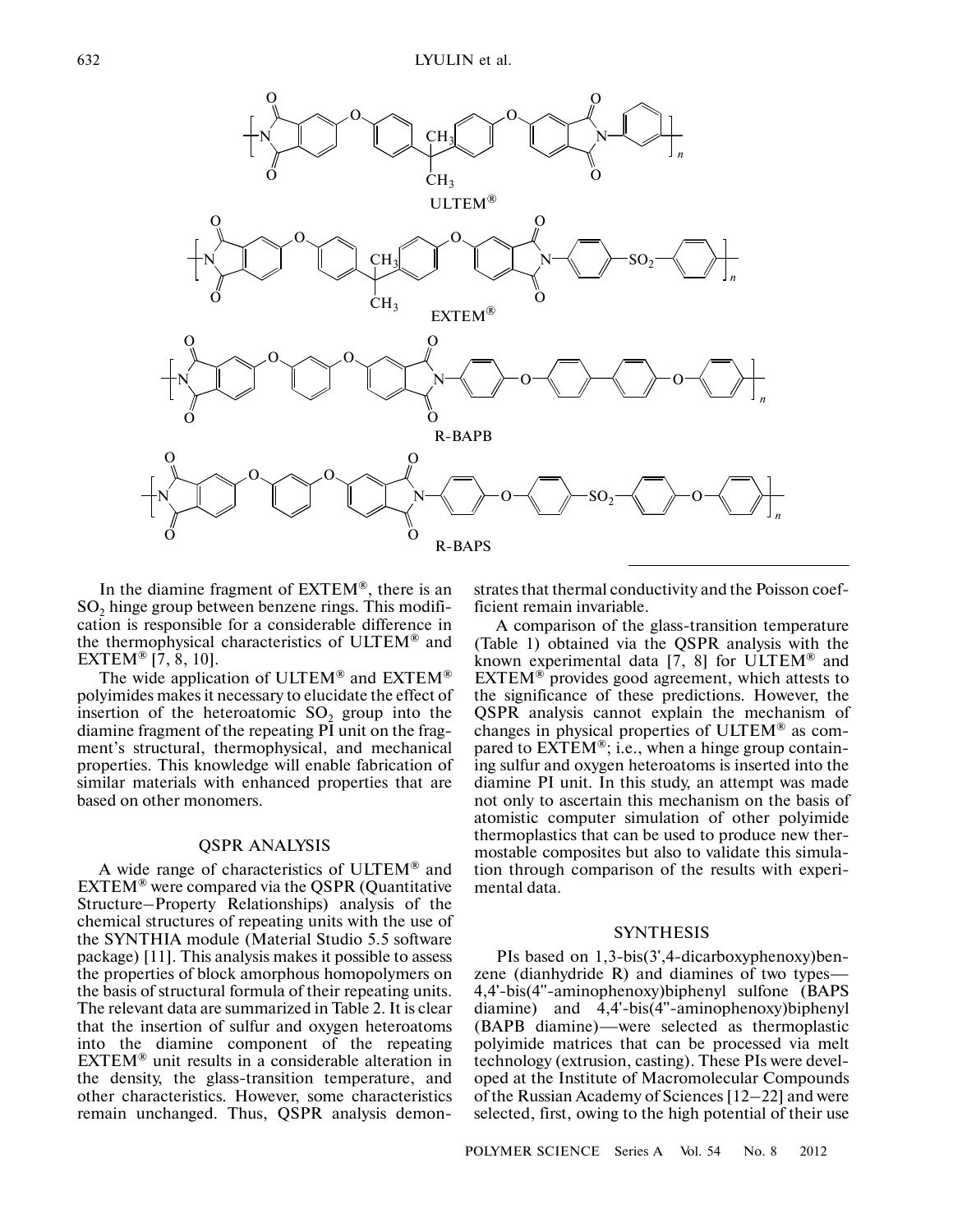ULTEM®

EXTEM®

R-BAPB

R-BAPS

In the diamine fragment of EXTEM®, there is an $SO_2$ hinge group between benzene rings. This modification is responsible for a considerable difference in the thermophysical characteristics of ULTEM® and EXTEM® [7, 8, 10].

The wide application of ULTEM® and EXTEM® polyimides makes it necessary to elucidate the effect of insertion of the heteroatomic $SO_2$ group into the diamine fragment of the repeating PI unit on the fragment's structural, thermophysical, and mechanical properties. This knowledge will enable fabrication of similar materials with enhanced properties that are based on other monomers.

## QSPR ANALYSIS

A wide range of characteristics of ULTEM® and EXTEM® were compared via the QSPR (Quantitative Structure–Property Relationships) analysis of the chemical structures of repeating units with the use of the SYNTHIA module (Material Studio 5.5 software package) [11]. This analysis makes it possible to assess the properties of block amorphous homopolymers on the basis of structural formula of their repeating units. The relevant data are summarized in Table 2. It is clear that the insertion of sulfur and oxygen heteroatoms into the diamine component of the repeating EXTEM® unit results in a considerable alteration in the density, the glass-transition temperature, and other characteristics. However, some characteristics remain unchanged. Thus, QSPR analysis demonstrates that thermal conductivity and the Poisson coefficient remain invariable.

A comparison of the glass-transition temperature (Table 1) obtained via the QSPR analysis with the known experimental data [7, 8] for ULTEM® and EXTEM® provides good agreement, which attests to the significance of these predictions. However, the QSPR analysis cannot explain the mechanism of changes in physical properties of ULTEM® as compared to EXTEM®; i.e., when a hinge group containing sulfur and oxygen heteroatoms is inserted into the diamine PI unit. In this study, an attempt was made not only to ascertain this mechanism on the basis of atomistic computer simulation of other polyimide thermoplastics that can be used to produce new thermostable composites but also to validate this simulation through comparison of the results with experimental data.

## SYNTHESIS

PIs based on 1,3-bis(3',4-dicarboxyphenoxy)benzene (dianhydride R) and diamines of two types—4,4'-bis(4''-aminophenoxy)biphenyl sulfone (BAPS diamine) and 4,4'-bis(4''-aminophenoxy)biphenyl (BAPB diamine)—were selected as thermoplastic polyimide matrices that can be processed via melt technology (extrusion, casting). These PIs were developed at the Institute of Macromolecular Compounds of the Russian Academy of Sciences [12–22] and were selected, first, owing to the high potential of their use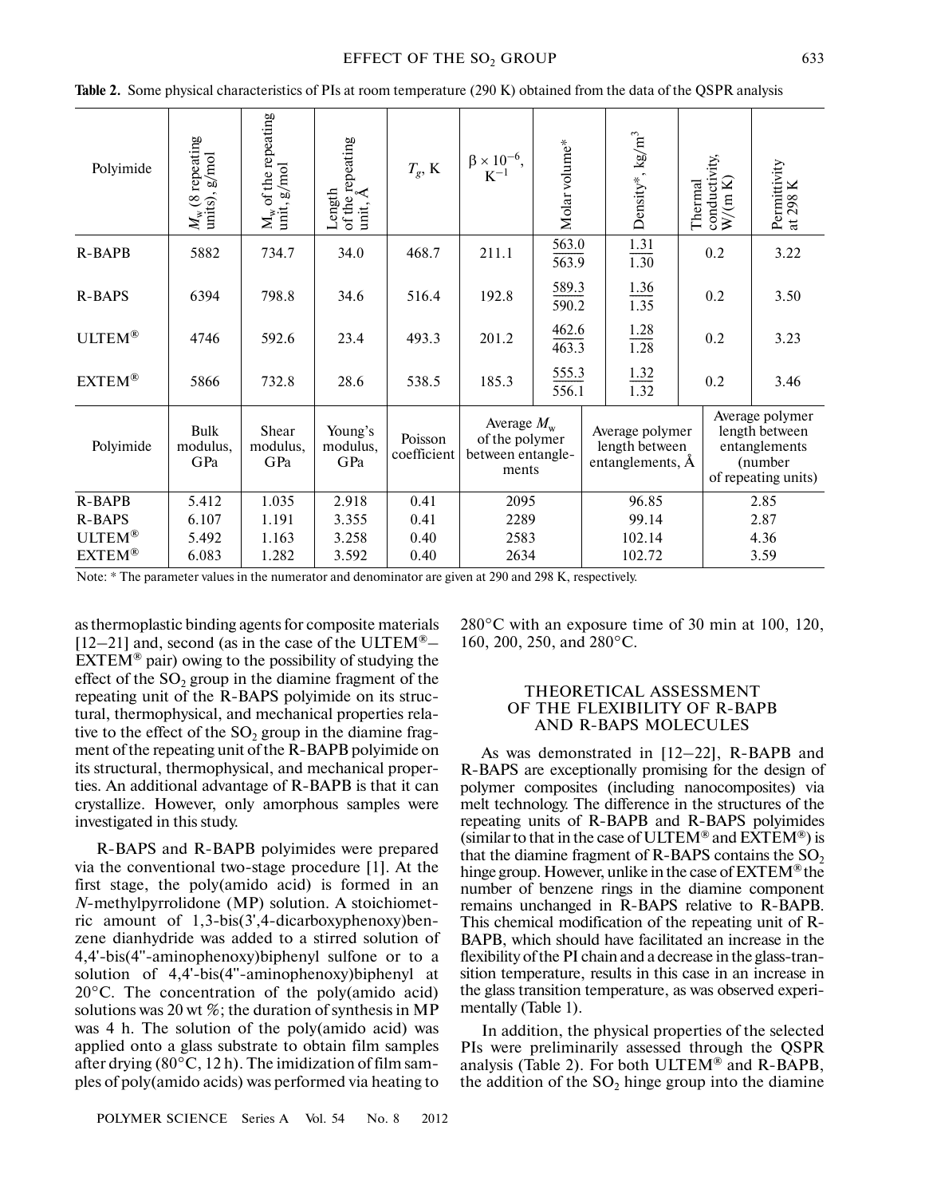**Table 2.** Some physical characteristics of PIs at room temperature (290 K) obtained from the data of the QSPR analysis

| Polyimide | $M_w$ (8 repeating units), g/mol | $M_w$ of the repeating unit, g/mol | Length of the repeating unit, Å | $T_g$, K | $\beta \times 10^{-6}$, $K^{-1}$ | Molar volume* | Density*, kg/m$^3$ | Thermal conductivity, W/(m K) | Permittivity at 298 K |
|---|---|---|---|---|---|---|---|---|---|
| R-BAPB | 5882 | 734.7 | 34.0 | 468.7 | 211.1 | 563.0 / 563.9 | 1.31 / 1.30 | 0.2 | 3.22 |
| R-BAPS | 6394 | 798.8 | 34.6 | 516.4 | 192.8 | 589.3 / 590.2 | 1.36 / 1.35 | 0.2 | 3.50 |
| ULTEM® | 4746 | 592.6 | 23.4 | 493.3 | 201.2 | 462.6 / 463.3 | 1.28 / 1.28 | 0.2 | 3.23 |
| EXTEM® | 5866 | 732.8 | 28.6 | 538.5 | 185.3 | 555.3 / 556.1 | 1.32 / 1.32 | 0.2 | 3.46 |

| Polyimide | Bulk modulus, GPa | Shear modulus, GPa | Young's modulus, GPa | Poisson coefficient | Average $M_w$ of the polymer between entanglements | Average polymer length between entanglements, Å | Average polymer length between entanglements (number of repeating units) |
|---|---|---|---|---|---|---|---|
| R-BAPB | 5.412 | 1.035 | 2.918 | 0.41 | 2095 | 96.85 | 2.85 |
| R-BAPS | 6.107 | 1.191 | 3.355 | 0.41 | 2289 | 99.14 | 2.87 |
| ULTEM® | 5.492 | 1.163 | 3.258 | 0.40 | 2583 | 102.14 | 4.36 |
| EXTEM® | 6.083 | 1.282 | 3.592 | 0.40 | 2634 | 102.72 | 3.59 |

Note: * The parameter values in the numerator and denominator are given at 290 and 298 K, respectively.

as thermoplastic binding agents for composite materials [12–21] and, second (as in the case of the ULTEM®–EXTEM® pair) owing to the possibility of studying the effect of the $SO_2$ group in the diamine fragment of the repeating unit of the R-BAPS polyimide on its structural, thermophysical, and mechanical properties relative to the effect of the $SO_2$ group in the diamine fragment of the repeating unit of the R-BAPB polyimide on its structural, thermophysical, and mechanical properties. An additional advantage of R-BAPB is that it can crystallize. However, only amorphous samples were investigated in this study.

R-BAPS and R-BAPB polyimides were prepared via the conventional two-stage procedure [1]. At the first stage, the poly(amido acid) is formed in an *N*-methylpyrrolidone (MP) solution. A stoichiometric amount of 1,3-bis(3',4-dicarboxyphenoxy)benzene dianhydride was added to a stirred solution of 4,4'-bis(4''-aminophenoxy)biphenyl sulfone or to a solution of 4,4'-bis(4''-aminophenoxy)biphenyl at 20°C. The concentration of the poly(amido acid) solutions was 20 wt %; the duration of synthesis in MP was 4 h. The solution of the poly(amido acid) was applied onto a glass substrate to obtain film samples after drying (80°C, 12 h). The imidization of film samples of poly(amido acids) was performed via heating to 280°C with an exposure time of 30 min at 100, 120, 160, 200, 250, and 280°C.

## THEORETICAL ASSESSMENT OF THE FLEXIBILITY OF R-BAPB AND R-BAPS MOLECULES

As was demonstrated in [12–22], R-BAPB and R-BAPS are exceptionally promising for the design of polymer composites (including nanocomposites) via melt technology. The difference in the structures of the repeating units of R-BAPB and R-BAPS polyimides (similar to that in the case of ULTEM® and EXTEM®) is that the diamine fragment of R-BAPS contains the $SO_2$ hinge group. However, unlike in the case of EXTEM® the number of benzene rings in the diamine component remains unchanged in R-BAPS relative to R-BAPB. This chemical modification of the repeating unit of R-BAPB, which should have facilitated an increase in the flexibility of the PI chain and a decrease in the glass-transition temperature, results in this case in an increase in the glass transition temperature, as was observed experimentally (Table 1).

In addition, the physical properties of the selected PIs were preliminarily assessed through the QSPR analysis (Table 2). For both ULTEM® and R-BAPB, the addition of the $SO_2$ hinge group into the diamine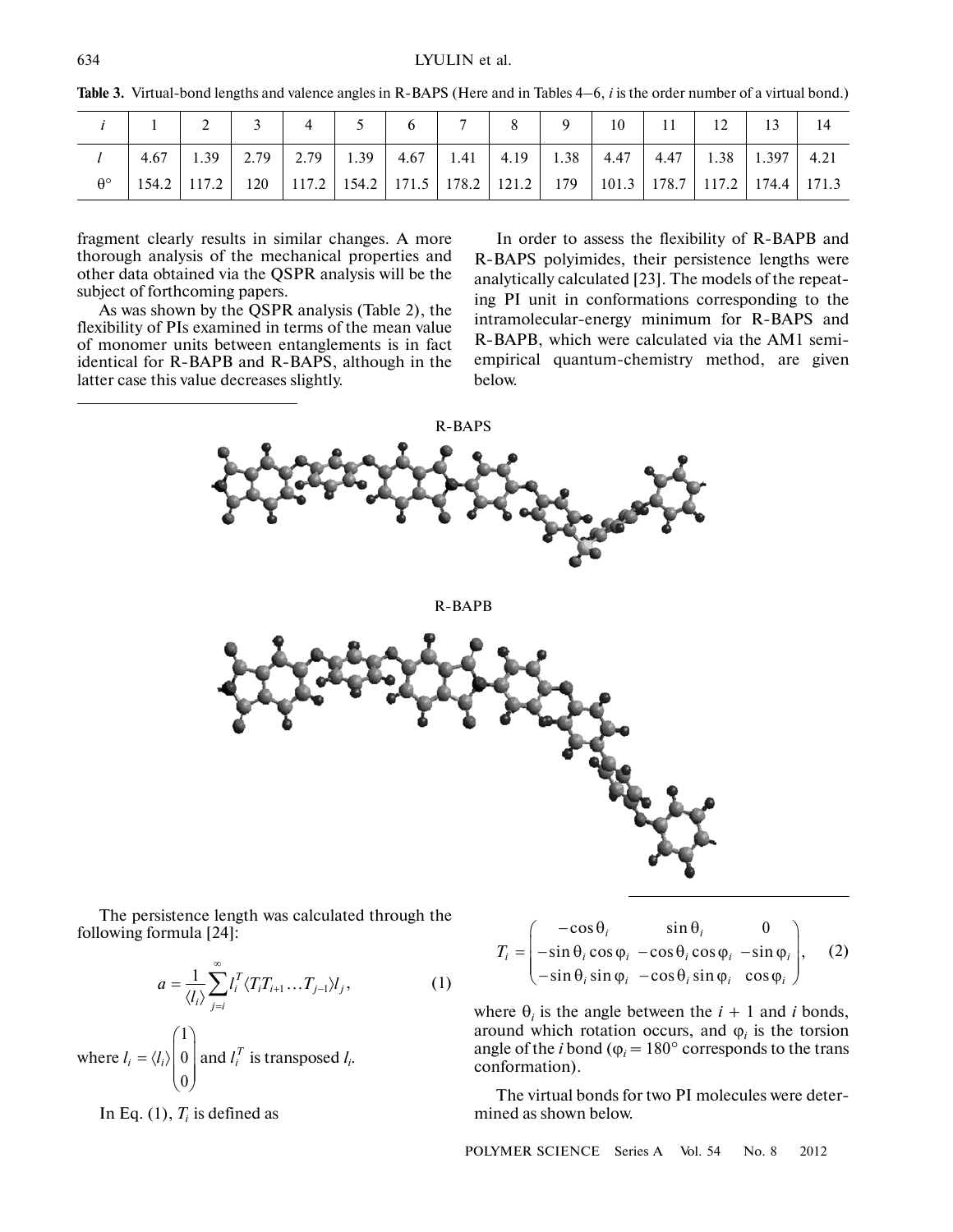**Table 3.** Virtual-bond lengths and valence angles in R-BAPS (Here and in Tables 4–6, $i$ is the order number of a virtual bond.)

| $i$ | 1 | 2 | 3 | 4 | 5 | 6 | 7 | 8 | 9 | 10 | 11 | 12 | 13 | 14 |
|---|---|---|---|---|---|---|---|---|---|---|---|---|---|---|
| $l$ | 4.67 | 1.39 | 2.79 | 2.79 | 1.39 | 4.67 | 1.41 | 4.19 | 1.38 | 4.47 | 4.47 | 1.38 | 1.397 | 4.21 |
| θ° | 154.2 | 117.2 | 120 | 117.2 | 154.2 | 171.5 | 178.2 | 121.2 | 179 | 101.3 | 178.7 | 117.2 | 174.4 | 171.3 |

fragment clearly results in similar changes. A more thorough analysis of the mechanical properties and other data obtained via the QSPR analysis will be the subject of forthcoming papers.

As was shown by the QSPR analysis (Table 2), the flexibility of PIs examined in terms of the mean value of monomer units between entanglements is in fact identical for R-BAPB and R-BAPS, although in the latter case this value decreases slightly.

In order to assess the flexibility of R-BAPB and R-BAPS polyimides, their persistence lengths were analytically calculated [23]. The models of the repeating PI unit in conformations corresponding to the intramolecular-energy minimum for R-BAPS and R-BAPB, which were calculated via the AM1 semi-empirical quantum-chemistry method, are given below.

R-BAPS

R-BAPB

The persistence length was calculated through the following formula [24]:

$$a = \frac{1}{\langle l_i \rangle} \sum_{j=i}^{\infty} l_i^T \langle T_i T_{i+1} \ldots T_{j-1} \rangle l_j, \quad (1)$$

where $l_i = \langle l_i \rangle \begin{pmatrix} 1 \\ 0 \\ 0 \end{pmatrix}$ and $l_i^T$ is transposed $l_i$.

In Eq. (1), $T_i$ is defined as

$$T_i = \begin{pmatrix} -\cos\theta_i & \sin\theta_i & 0 \\ -\sin\theta_i \cos\varphi_i & -\cos\theta_i \cos\varphi_i & -\sin\varphi_i \\ -\sin\theta_i \sin\varphi_i & -\cos\theta_i \sin\varphi_i & \cos\varphi_i \end{pmatrix}, \quad (2)$$

where $\theta_i$ is the angle between the $i$ + 1 and $i$ bonds, around which rotation occurs, and $\varphi_i$ is the torsion angle of the $i$ bond ($\varphi_i = 180°$ corresponds to the trans conformation).

The virtual bonds for two PI molecules were determined as shown below.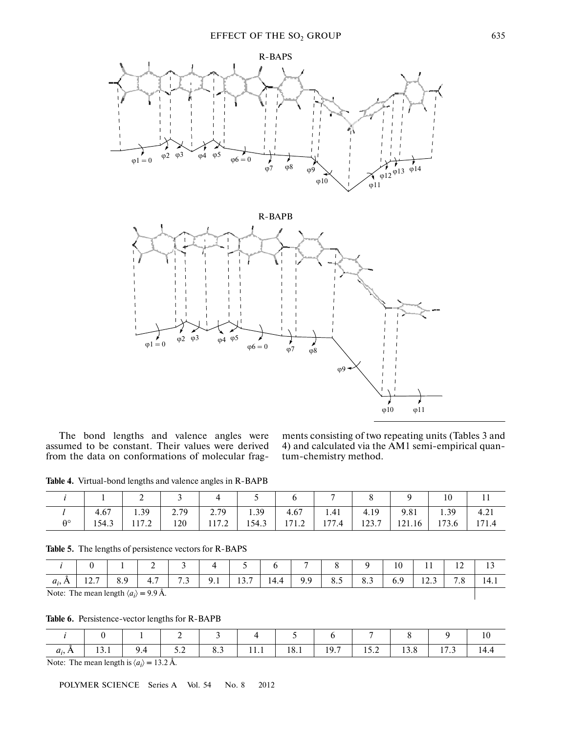The bond lengths and valence angles were assumed to be constant. Their values were derived from the data on conformations of molecular fragments consisting of two repeating units (Tables 3 and 4) and calculated via the AM1 semi-empirical quantum-chemistry method.

**Table 4.** Virtual-bond lengths and valence angles in R-BAPB

| $i$ | 1 | 2 | 3 | 4 | 5 | 6 | 7 | 8 | 9 | 10 | 11 |
|---|---|---|---|---|---|---|---|---|---|---|---|
| $l$ | 4.67 | 1.39 | 2.79 | 2.79 | 1.39 | 4.67 | 1.41 | 4.19 | 9.81 | 1.39 | 4.21 |
| $\theta°$ | 154.3 | 117.2 | 120 | 117.2 | 154.3 | 171.2 | 177.4 | 123.7 | 121.16 | 173.6 | 171.4 |

**Table 5.** The lengths of persistence vectors for R-BAPS

| $i$ | 0 | 1 | 2 | 3 | 4 | 5 | 6 | 7 | 8 | 9 | 10 | 11 | 12 | 13 |
|---|---|---|---|---|---|---|---|---|---|---|---|---|---|---|
| $a_i$, Å | 12.7 | 8.9 | 4.7 | 7.3 | 9.1 | 13.7 | 14.4 | 9.9 | 8.5 | 8.3 | 6.9 | 12.3 | 7.8 | 14.1 |

Note: The mean length $\langle a_i \rangle = 9.9$ Å.

**Table 6.** Persistence-vector lengths for R-BAPB

| $i$ | 0 | 1 | 2 | 3 | 4 | 5 | 6 | 7 | 8 | 9 | 10 |
|---|---|---|---|---|---|---|---|---|---|---|---|
| $a_i$, Å | 13.1 | 9.4 | 5.2 | 8.3 | 11.1 | 18.1 | 19.7 | 15.2 | 13.8 | 17.3 | 14.4 |

Note: The mean length is $\langle a_i \rangle = 13.2$ Å.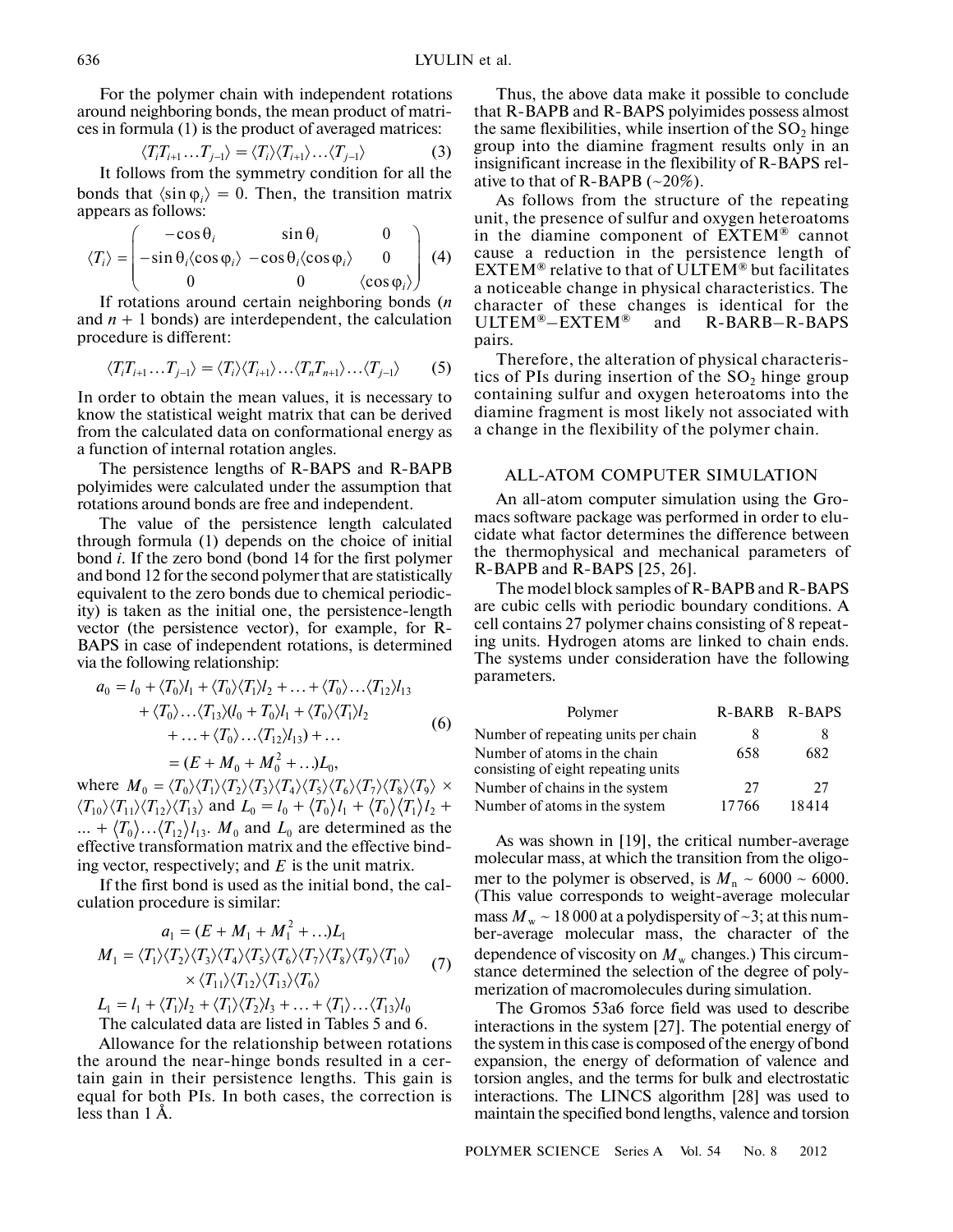For the polymer chain with independent rotations around neighboring bonds, the mean product of matrices in formula (1) is the product of averaged matrices:

$$\langle T_i T_{i+1} \ldots T_{j-1} \rangle = \langle T_i \rangle \langle T_{i+1} \rangle \ldots \langle T_{j-1} \rangle \tag{3}$$

It follows from the symmetry condition for all the bonds that $\langle \sin \varphi_i \rangle = 0$. Then, the transition matrix appears as follows:

$$\langle T_i \rangle = \begin{pmatrix} -\cos\theta_i & \sin\theta_i & 0 \\ -\sin\theta_i \langle \cos\varphi_i \rangle & -\cos\theta_i \langle \cos\varphi_i \rangle & 0 \\ 0 & 0 & \langle \cos\varphi_i \rangle \end{pmatrix} \tag{4}$$

If rotations around certain neighboring bonds ($n$ and $n+1$ bonds) are interdependent, the calculation procedure is different:

$$\langle T_i T_{i+1} \ldots T_{j-1} \rangle = \langle T_i \rangle \langle T_{i+1} \rangle \ldots \langle T_n T_{n+1} \rangle \ldots \langle T_{j-1} \rangle \tag{5}$$

In order to obtain the mean values, it is necessary to know the statistical weight matrix that can be derived from the calculated data on conformational energy as a function of internal rotation angles.

The persistence lengths of R-BAPS and R-BAPB polyimides were calculated under the assumption that rotations around bonds are free and independent.

The value of the persistence length calculated through formula (1) depends on the choice of initial bond $i$. If the zero bond (bond 14 for the first polymer and bond 12 for the second polymer that are statistically equivalent to the zero bonds due to chemical periodicity) is taken as the initial one, the persistence-length vector (the persistence vector), for example, for R-BAPS in case of independent rotations, is determined via the following relationship:

$$\begin{aligned} a_0 &= l_0 + \langle T_0 \rangle l_1 + \langle T_0 \rangle \langle T_1 \rangle l_2 + \ldots + \langle T_0 \rangle \ldots \langle T_{12} \rangle l_{13} \\ &+ \langle T_0 \rangle \ldots \langle T_{13} \rangle (l_0 + T_0 \rangle l_1 + \langle T_0 \rangle \langle T_1 \rangle l_2 \\ &+ \ldots + \langle T_0 \rangle \ldots \langle T_{12} \rangle l_{13}) + \ldots \\ &= (E + M_0 + M_0^2 + \ldots) L_0, \end{aligned} \tag{6}$$

where $M_0 = \langle T_0 \rangle \langle T_1 \rangle \langle T_2 \rangle \langle T_3 \rangle \langle T_4 \rangle \langle T_5 \rangle \langle T_6 \rangle \langle T_7 \rangle \langle T_8 \rangle \langle T_9 \rangle \times \langle T_{10} \rangle \langle T_{11} \rangle \langle T_{12} \rangle \langle T_{13} \rangle$ and $L_0 = l_0 + \langle T_0 \rangle l_1 + \langle T_0 \rangle \langle T_1 \rangle l_2 + \ldots + \langle T_0 \rangle \ldots \langle T_{12} \rangle l_{13}$. $M_0$ and $L_0$ are determined as the effective transformation matrix and the effective binding vector, respectively; and $E$ is the unit matrix.

If the first bond is used as the initial bond, the calculation procedure is similar:

$$\begin{aligned} a_1 &= (E + M_1 + M_1^2 + \ldots) L_1 \\ M_1 &= \langle T_1 \rangle \langle T_2 \rangle \langle T_3 \rangle \langle T_4 \rangle \langle T_5 \rangle \langle T_6 \rangle \langle T_7 \rangle \langle T_8 \rangle \langle T_9 \rangle \langle T_{10} \rangle \\ &\quad \times \langle T_{11} \rangle \langle T_{12} \rangle \langle T_{13} \rangle \langle T_0 \rangle \\ L_1 &= l_1 + \langle T_1 \rangle l_2 + \langle T_1 \rangle \langle T_2 \rangle l_3 + \ldots + \langle T_1 \rangle \ldots \langle T_{13} \rangle l_0 \end{aligned} \tag{7}$$

The calculated data are listed in Tables 5 and 6.

Allowance for the relationship between rotations the around the near-hinge bonds resulted in a certain gain in their persistence lengths. This gain is equal for both PIs. In both cases, the correction is less than 1 Å.

Thus, the above data make it possible to conclude that R-BAPB and R-BAPS polyimides possess almost the same flexibilities, while insertion of the $SO_2$ hinge group into the diamine fragment results only in an insignificant increase in the flexibility of R-BAPS relative to that of R-BAPB (~20%).

As follows from the structure of the repeating unit, the presence of sulfur and oxygen heteroatoms in the diamine component of EXTEM® cannot cause a reduction in the persistence length of EXTEM® relative to that of ULTEM® but facilitates a noticeable change in physical characteristics. The character of these changes is identical for the ULTEM®–EXTEM® and R-BARB–R-BAPS pairs.

Therefore, the alteration of physical characteristics of PIs during insertion of the $SO_2$ hinge group containing sulfur and oxygen heteroatoms into the diamine fragment is most likely not associated with a change in the flexibility of the polymer chain.

## ALL-ATOM COMPUTER SIMULATION

An all-atom computer simulation using the Gromacs software package was performed in order to elucidate what factor determines the difference between the thermophysical and mechanical parameters of R-BAPB and R-BAPS [25, 26].

The model block samples of R-BAPB and R-BAPS are cubic cells with periodic boundary conditions. A cell contains 27 polymer chains consisting of 8 repeating units. Hydrogen atoms are linked to chain ends. The systems under consideration have the following parameters.

| Polymer | R-BARB | R-BAPS |
|---|---|---|
| Number of repeating units per chain | 8 | 8 |
| Number of atoms in the chain consisting of eight repeating units | 658 | 682 |
| Number of chains in the system | 27 | 27 |
| Number of atoms in the system | 17766 | 18414 |

As was shown in [19], the critical number-average molecular mass, at which the transition from the oligomer to the polymer is observed, is $M_n \sim 6000 \sim 6000$. (This value corresponds to weight-average molecular mass $M_w \sim 18\,000$ at a polydispersity of ~3; at this number-average molecular mass, the character of the dependence of viscosity on $M_w$ changes.) This circumstance determined the selection of the degree of polymerization of macromolecules during simulation.

The Gromos 53a6 force field was used to describe interactions in the system [27]. The potential energy of the system in this case is composed of the energy of bond expansion, the energy of deformation of valence and torsion angles, and the terms for bulk and electrostatic interactions. The LINCS algorithm [28] was used to maintain the specified bond lengths, valence and torsion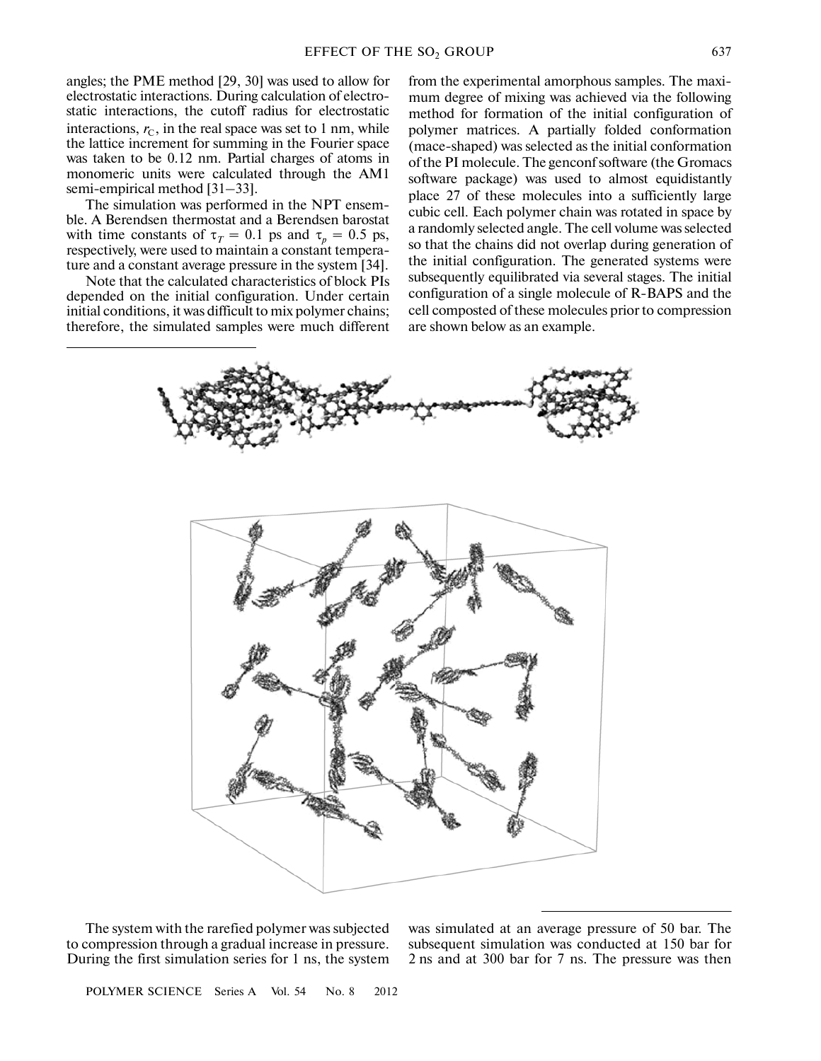angles; the PME method [29, 30] was used to allow for electrostatic interactions. During calculation of electrostatic interactions, the cutoff radius for electrostatic interactions, $r_C$, in the real space was set to 1 nm, while the lattice increment for summing in the Fourier space was taken to be 0.12 nm. Partial charges of atoms in monomeric units were calculated through the AM1 semi-empirical method [31–33].

The simulation was performed in the NPT ensemble. A Berendsen thermostat and a Berendsen barostat with time constants of $\tau_T = 0.1$ ps and $\tau_p = 0.5$ ps, respectively, were used to maintain a constant temperature and a constant average pressure in the system [34].

Note that the calculated characteristics of block PIs depended on the initial configuration. Under certain initial conditions, it was difficult to mix polymer chains; therefore, the simulated samples were much different from the experimental amorphous samples. The maximum degree of mixing was achieved via the following method for formation of the initial configuration of polymer matrices. A partially folded conformation (mace-shaped) was selected as the initial conformation of the PI molecule. The genconf software (the Gromacs software package) was used to almost equidistantly place 27 of these molecules into a sufficiently large cubic cell. Each polymer chain was rotated in space by a randomly selected angle. The cell volume was selected so that the chains did not overlap during generation of the initial configuration. The generated systems were subsequently equilibrated via several stages. The initial configuration of a single molecule of R-BAPS and the cell composted of these molecules prior to compression are shown below as an example.

The system with the rarefied polymer was subjected to compression through a gradual increase in pressure. During the first simulation series for 1 ns, the system was simulated at an average pressure of 50 bar. The subsequent simulation was conducted at 150 bar for 2 ns and at 300 bar for 7 ns. The pressure was then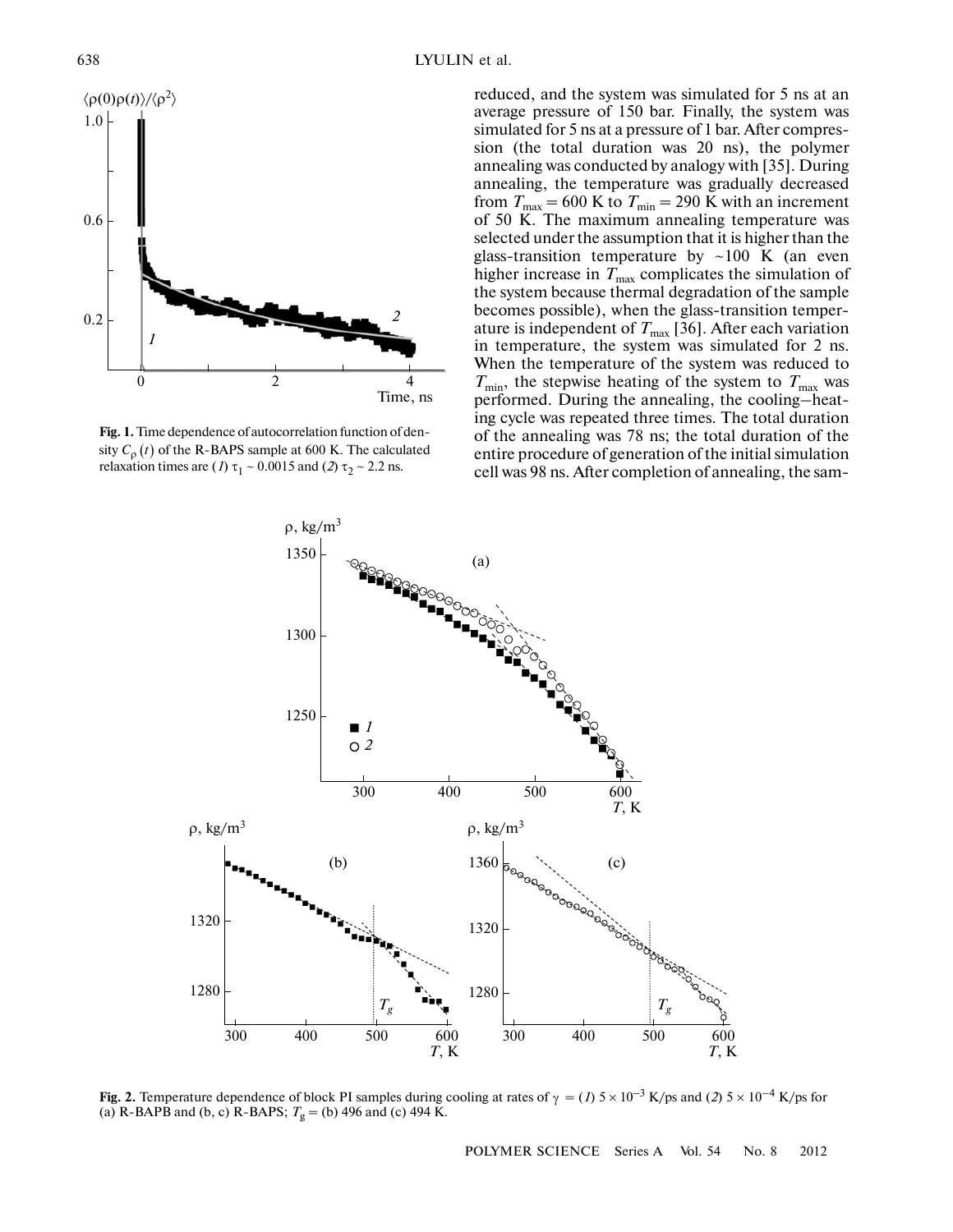Fig. 1. Time dependence of autocorrelation function of density $C_\rho(t)$ of the R-BAPS sample at 600 K. The calculated relaxation times are (1) $\tau_1 \sim 0.0015$ and (2) $\tau_2 \sim 2.2$ ns.

reduced, and the system was simulated for 5 ns at an average pressure of 150 bar. Finally, the system was simulated for 5 ns at a pressure of 1 bar. After compression (the total duration was 20 ns), the polymer annealing was conducted by analogy with [35]. During annealing, the temperature was gradually decreased from $T_{max} = 600$ K to $T_{min} = 290$ K with an increment of 50 K. The maximum annealing temperature was selected under the assumption that it is higher than the glass-transition temperature by ~100 K (an even higher increase in $T_{max}$ complicates the simulation of the system because thermal degradation of the sample becomes possible), when the glass-transition temperature is independent of $T_{max}$ [36]. After each variation in temperature, the system was simulated for 2 ns. When the temperature of the system was reduced to $T_{min}$, the stepwise heating of the system to $T_{max}$ was performed. During the annealing, the cooling–heating cycle was repeated three times. The total duration of the annealing was 78 ns; the total duration of the entire procedure of generation of the initial simulation cell was 98 ns. After completion of annealing, the sam-

Fig. 2. Temperature dependence of block PI samples during cooling at rates of $\gamma$ = (1) $5 \times 10^{-3}$ K/ps and (2) $5 \times 10^{-4}$ K/ps for (a) R-BAPB and (b, c) R-BAPS; $T_g$ = (b) 496 and (c) 494 K.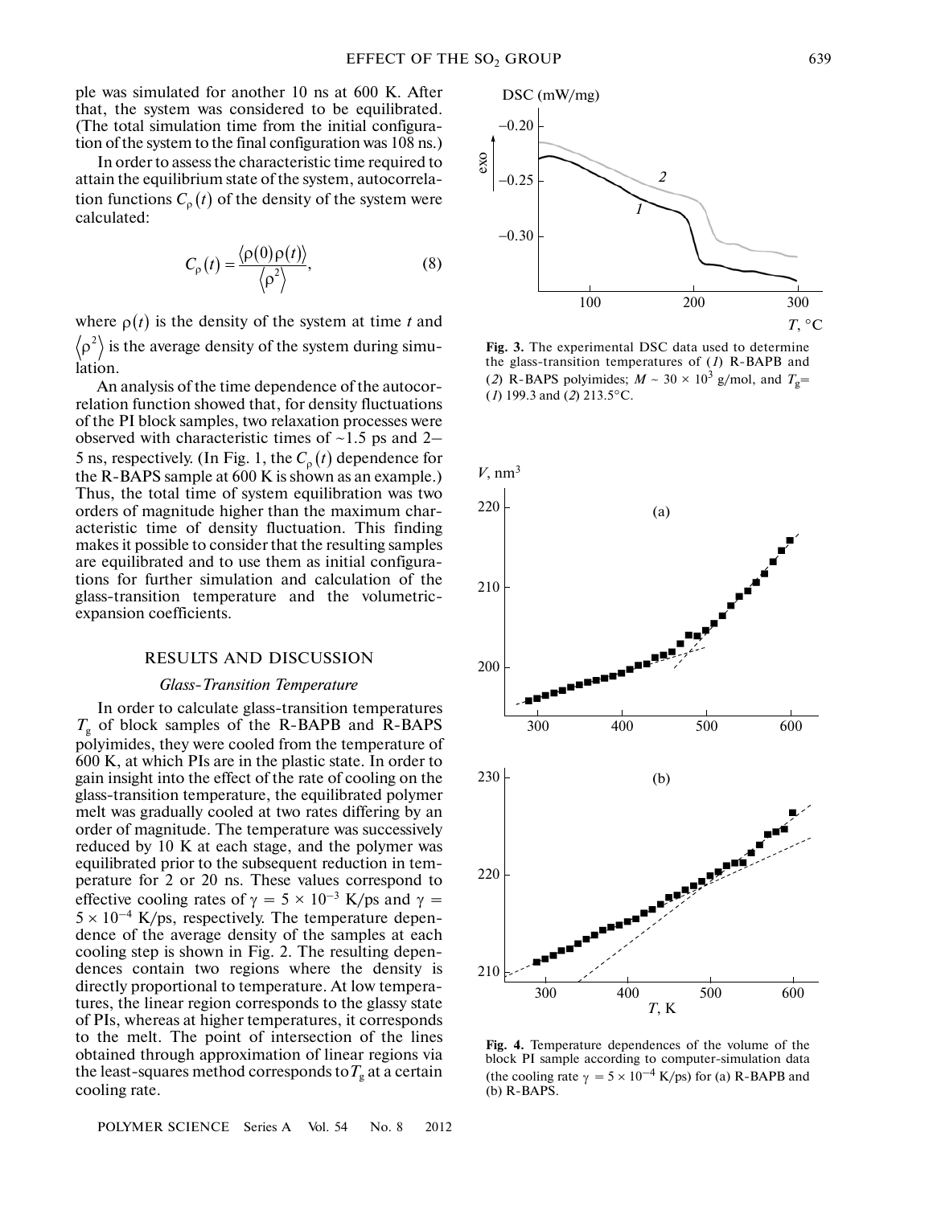ple was simulated for another 10 ns at 600 K. After that, the system was considered to be equilibrated. (The total simulation time from the initial configuration of the system to the final configuration was 108 ns.)

In order to assess the characteristic time required to attain the equilibrium state of the system, autocorrelation functions $C_\rho(t)$ of the density of the system were calculated:

$$C_\rho(t) = \frac{\langle \rho(0)\rho(t) \rangle}{\langle \rho^2 \rangle}, \tag{8}$$

where $\rho(t)$ is the density of the system at time $t$ and $\langle \rho^2 \rangle$ is the average density of the system during simulation.

An analysis of the time dependence of the autocorrelation function showed that, for density fluctuations of the PI block samples, two relaxation processes were observed with characteristic times of ~1.5 ps and 2–5 ns, respectively. (In Fig. 1, the $C_\rho(t)$ dependence for the R-BAPS sample at 600 K is shown as an example.) Thus, the total time of system equilibration was two orders of magnitude higher than the maximum characteristic time of density fluctuation. This finding makes it possible to consider that the resulting samples are equilibrated and to use them as initial configurations for further simulation and calculation of the glass-transition temperature and the volumetric-expansion coefficients.

## RESULTS AND DISCUSSION

### *Glass-Transition Temperature*

In order to calculate glass-transition temperatures $T_g$ of block samples of the R-BAPB and R-BAPS polyimides, they were cooled from the temperature of 600 K, at which PIs are in the plastic state. In order to gain insight into the effect of the rate of cooling on the glass-transition temperature, the equilibrated polymer melt was gradually cooled at two rates differing by an order of magnitude. The temperature was successively reduced by 10 K at each stage, and the polymer was equilibrated prior to the subsequent reduction in temperature for 2 or 20 ns. These values correspond to effective cooling rates of $\gamma = 5 \times 10^{-3}$ K/ps and $\gamma = 5 \times 10^{-4}$ K/ps, respectively. The temperature dependence of the average density of the samples at each cooling step is shown in Fig. 2. The resulting dependences contain two regions where the density is directly proportional to temperature. At low temperatures, the linear region corresponds to the glassy state of PIs, whereas at higher temperatures, it corresponds to the melt. The point of intersection of the lines obtained through approximation of linear regions via the least-squares method corresponds to $T_g$ at a certain cooling rate.

**Fig. 3.** The experimental DSC data used to determine the glass-transition temperatures of (*1*) R-BAPB and (*2*) R-BAPS polyimides; $M \sim 30 \times 10^3$ g/mol, and $T_g$= (*1*) 199.3 and (*2*) 213.5°C.

**Fig. 4.** Temperature dependences of the volume of the block PI sample according to computer-simulation data (the cooling rate $\gamma = 5 \times 10^{-4}$ K/ps) for (a) R-BAPB and (b) R-BAPS.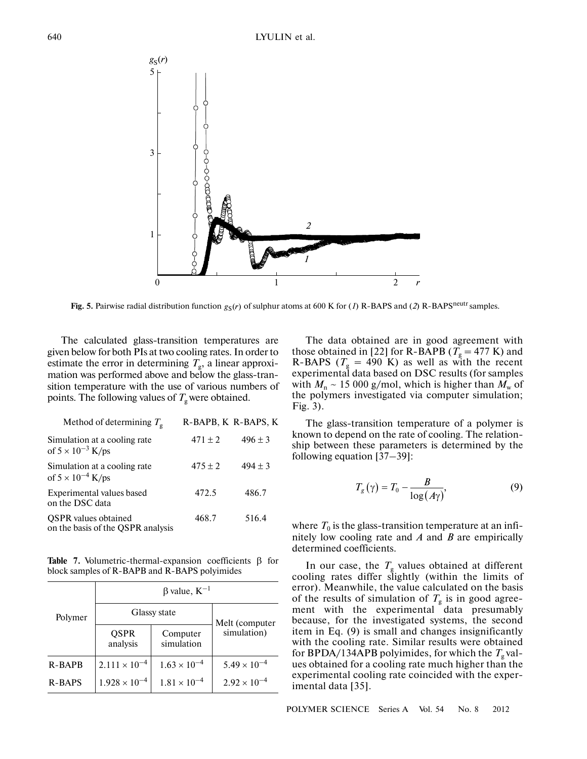**Fig. 5.** Pairwise radial distribution function $g_S(r)$ of sulphur atoms at 600 K for (*1*) R-BAPS and (*2*) R-BAPS$^{neutr}$ samples.

The calculated glass-transition temperatures are given below for both PIs at two cooling rates. In order to estimate the error in determining $T_g$, a linear approximation was performed above and below the glass-transition temperature with the use of various numbers of points. The following values of $T_g$ were obtained.

| Method of determining $T_g$ | R-BAPB, K | R-BAPS, K |
|---|---|---|
| Simulation at a cooling rate of $5 \times 10^{-3}$ K/ps | $471 \pm 2$ | $496 \pm 3$ |
| Simulation at a cooling rate of $5 \times 10^{-4}$ K/ps | $475 \pm 2$ | $494 \pm 3$ |
| Experimental values based on the DSC data | 472.5 | 486.7 |
| QSPR values obtained on the basis of the QSPR analysis | 468.7 | 516.4 |

**Table 7.** Volumetric-thermal-expansion coefficients β for block samples of R-BAPB and R-BAPS polyimides

| Polymer | β value, $K^{-1}$ | | |
|---|---|---|---|
| | Glassy state | | Melt (computer simulation) |
| | QSPR analysis | Computer simulation | |
| R-BAPB | $2.111 \times 10^{-4}$ | $1.63 \times 10^{-4}$ | $5.49 \times 10^{-4}$ |
| R-BAPS | $1.928 \times 10^{-4}$ | $1.81 \times 10^{-4}$ | $2.92 \times 10^{-4}$ |

The data obtained are in good agreement with those obtained in [22] for R-BAPB ($T_g = 477$ K) and R-BAPS ($T_g = 490$ K) as well as with the recent experimental data based on DSC results (for samples with $M_n \sim 15\,000$ g/mol, which is higher than $M_w$ of the polymers investigated via computer simulation; Fig. 3).

The glass-transition temperature of a polymer is known to depend on the rate of cooling. The relationship between these parameters is determined by the following equation [37–39]:

$$T_g(\gamma) = T_0 - \frac{B}{\log(A\gamma)}, \tag{9}$$

where $T_0$ is the glass-transition temperature at an infinitely low cooling rate and $A$ and $B$ are empirically determined coefficients.

In our case, the $T_g$ values obtained at different cooling rates differ slightly (within the limits of error). Meanwhile, the value calculated on the basis of the results of simulation of $T_g$ is in good agreement with the experimental data presumably because, for the investigated systems, the second item in Eq. (9) is small and changes insignificantly with the cooling rate. Similar results were obtained for BPDA/134APB polyimides, for which the $T_g$ values obtained for a cooling rate much higher than the experimental cooling rate coincided with the experimental data [35].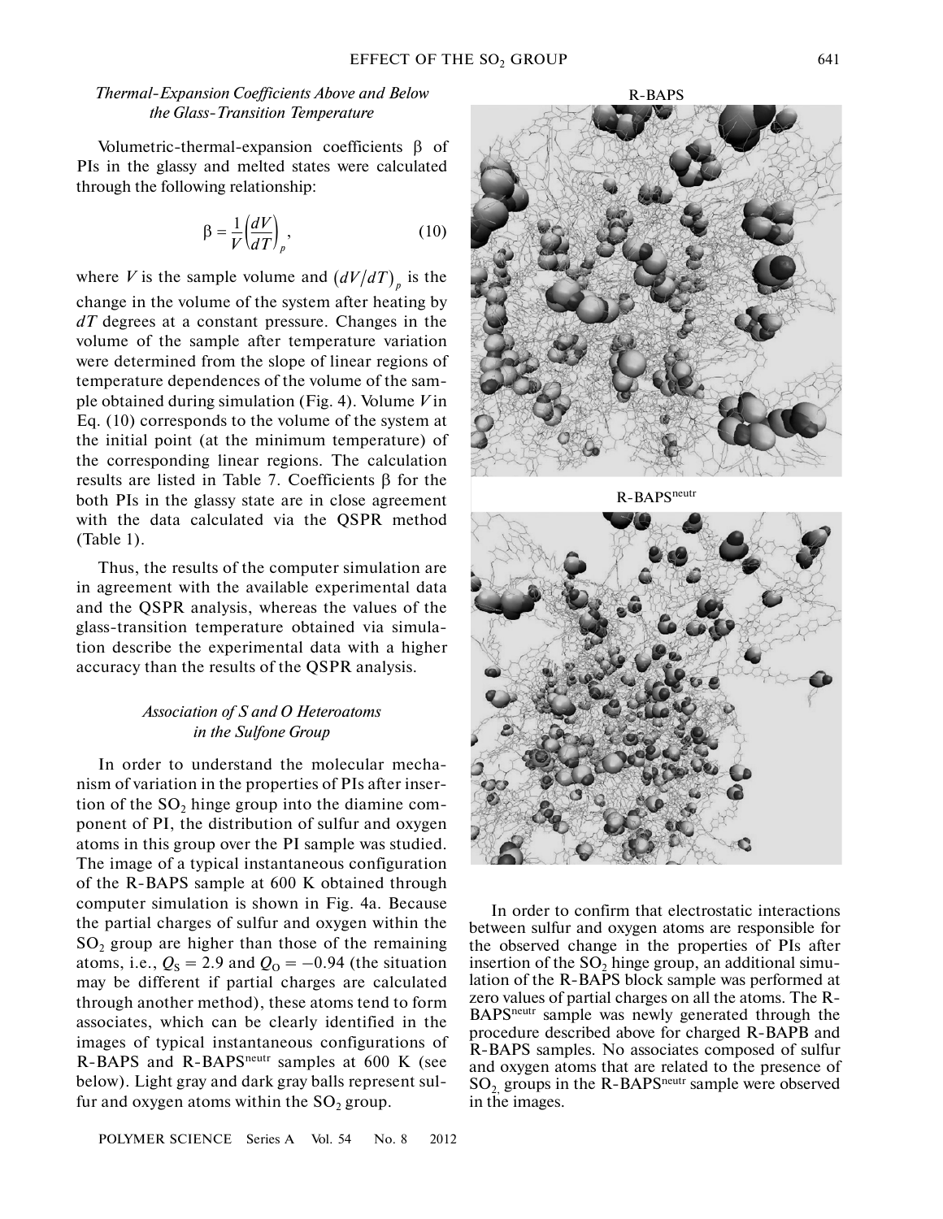### *Thermal-Expansion Coefficients Above and Below the Glass-Transition Temperature*

Volumetric-thermal-expansion coefficients $\beta$ of PIs in the glassy and melted states were calculated through the following relationship:

$$\beta = \frac{1}{V}\left(\frac{dV}{dT}\right)_p, \tag{10}$$

where $V$ is the sample volume and $(dV/dT)_p$ is the change in the volume of the system after heating by $dT$ degrees at a constant pressure. Changes in the volume of the sample after temperature variation were determined from the slope of linear regions of temperature dependences of the volume of the sample obtained during simulation (Fig. 4). Volume $V$ in Eq. (10) corresponds to the volume of the system at the initial point (at the minimum temperature) of the corresponding linear regions. The calculation results are listed in Table 7. Coefficients $\beta$ for the both PIs in the glassy state are in close agreement with the data calculated via the QSPR method (Table 1).

Thus, the results of the computer simulation are in agreement with the available experimental data and the QSPR analysis, whereas the values of the glass-transition temperature obtained via simulation describe the experimental data with a higher accuracy than the results of the QSPR analysis.

### *Association of S and O Heteroatoms in the Sulfone Group*

In order to understand the molecular mechanism of variation in the properties of PIs after insertion of the $SO_2$ hinge group into the diamine component of PI, the distribution of sulfur and oxygen atoms in this group over the PI sample was studied. The image of a typical instantaneous configuration of the R-BAPS sample at 600 K obtained through computer simulation is shown in Fig. 4a. Because the partial charges of sulfur and oxygen within the $SO_2$ group are higher than those of the remaining atoms, i.e., $Q_S = 2.9$ and $Q_O = -0.94$ (the situation may be different if partial charges are calculated through another method), these atoms tend to form associates, which can be clearly identified in the images of typical instantaneous configurations of R-BAPS and R-BAPS$^{neutr}$ samples at 600 K (see below). Light gray and dark gray balls represent sulfur and oxygen atoms within the $SO_2$ group.

R-BAPS

R-BAPS$^{neutr}$

In order to confirm that electrostatic interactions between sulfur and oxygen atoms are responsible for the observed change in the properties of PIs after insertion of the $SO_2$ hinge group, an additional simulation of the R-BAPS block sample was performed at zero values of partial charges on all the atoms. The R-BAPS$^{neutr}$ sample was newly generated through the procedure described above for charged R-BAPB and R-BAPS samples. No associates composed of sulfur and oxygen atoms that are related to the presence of $SO_2$ groups in the R-BAPS$^{neutr}$ sample were observed in the images.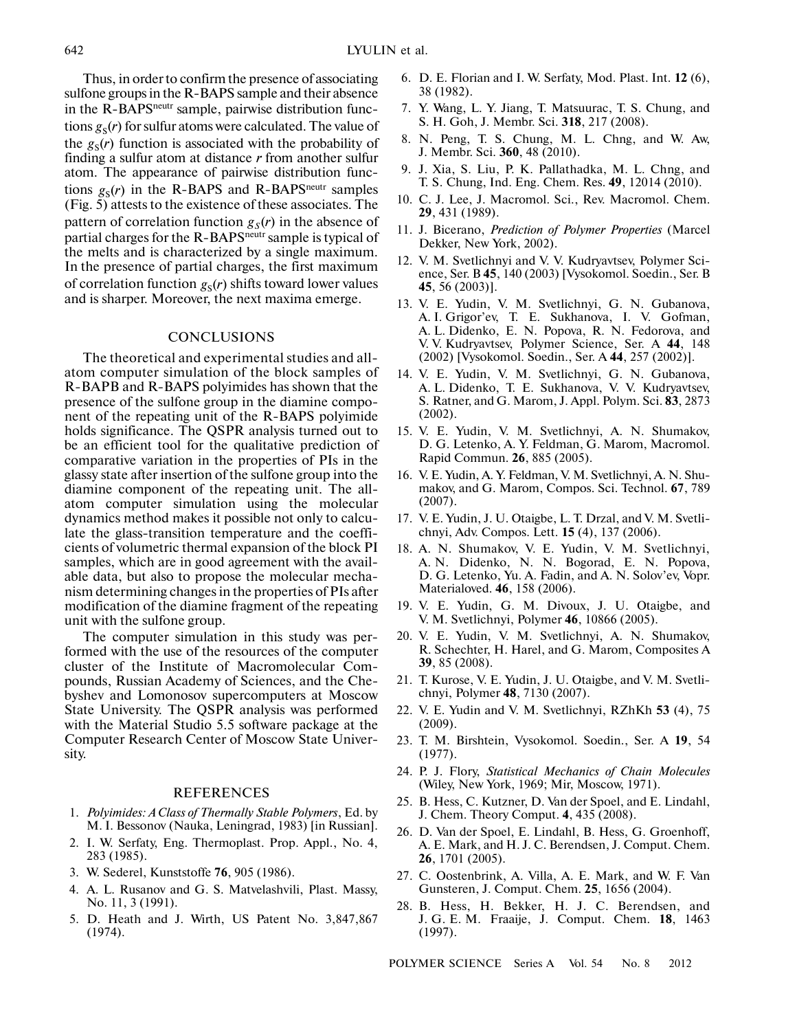Thus, in order to confirm the presence of associating sulfone groups in the R-BAPS sample and their absence in the R-BAPS$^{neutr}$ sample, pairwise distribution functions $g_S(r)$ for sulfur atoms were calculated. The value of the $g_S(r)$ function is associated with the probability of finding a sulfur atom at distance $r$ from another sulfur atom. The appearance of pairwise distribution functions $g_S(r)$ in the R-BAPS and R-BAPS$^{neutr}$ samples (Fig. 5) attests to the existence of these associates. The pattern of correlation function $g_S(r)$ in the absence of partial charges for the R-BAPS$^{neutr}$ sample is typical of the melts and is characterized by a single maximum. In the presence of partial charges, the first maximum of correlation function $g_S(r)$ shifts toward lower values and is sharper. Moreover, the next maxima emerge.

## CONCLUSIONS

The theoretical and experimental studies and all-atom computer simulation of the block samples of R-BAPB and R-BAPS polyimides has shown that the presence of the sulfone group in the diamine component of the repeating unit of the R-BAPS polyimide holds significance. The QSPR analysis turned out to be an efficient tool for the qualitative prediction of comparative variation in the properties of PIs in the glassy state after insertion of the sulfone group into the diamine component of the repeating unit. The all-atom computer simulation using the molecular dynamics method makes it possible not only to calculate the glass-transition temperature and the coefficients of volumetric thermal expansion of the block PI samples, which are in good agreement with the available data, but also to propose the molecular mechanism determining changes in the properties of PIs after modification of the diamine fragment of the repeating unit with the sulfone group.

The computer simulation in this study was performed with the use of the resources of the computer cluster of the Institute of Macromolecular Compounds, Russian Academy of Sciences, and the Chebyshev and Lomonosov supercomputers at Moscow State University. The QSPR analysis was performed with the Material Studio 5.5 software package at the Computer Research Center of Moscow State University.

## REFERENCES

1. *Polyimides: A Class of Thermally Stable Polymers*, Ed. by M. I. Bessonov (Nauka, Leningrad, 1983) [in Russian].
2. I. W. Serfaty, Eng. Thermoplast. Prop. Appl., No. 4, 283 (1985).
3. W. Sederel, Kunststoffe **76**, 905 (1986).
4. A. L. Rusanov and G. S. Matvelashvili, Plast. Massy, No. 11, 3 (1991).
5. D. Heath and J. Wirth, US Patent No. 3,847,867 (1974).
6. D. E. Florian and I. W. Serfaty, Mod. Plast. Int. **12** (6), 38 (1982).
7. Y. Wang, L. Y. Jiang, T. Matsuurac, T. S. Chung, and S. H. Goh, J. Membr. Sci. **318**, 217 (2008).
8. N. Peng, T. S. Chung, M. L. Chng, and W. Aw, J. Membr. Sci. **360**, 48 (2010).
9. J. Xia, S. Liu, P. K. Pallathadka, M. L. Chng, and T. S. Chung, Ind. Eng. Chem. Res. **49**, 12014 (2010).
10. C. J. Lee, J. Macromol. Sci., Rev. Macromol. Chem. **29**, 431 (1989).
11. J. Bicerano, *Prediction of Polymer Properties* (Marcel Dekker, New York, 2002).
12. V. M. Svetlichnyi and V. V. Kudryavtsev, Polymer Science, Ser. B **45**, 140 (2003) [Vysokomol. Soedin., Ser. B **45**, 56 (2003)].
13. V. E. Yudin, V. M. Svetlichnyi, G. N. Gubanova, A. I. Grigor'ev, T. E. Sukhanova, I. V. Gofman, A. L. Didenko, E. N. Popova, R. N. Fedorova, and V. V. Kudryavtsev, Polymer Science, Ser. A **44**, 148 (2002) [Vysokomol. Soedin., Ser. A **44**, 257 (2002)].
14. V. E. Yudin, V. M. Svetlichnyi, G. N. Gubanova, A. L. Didenko, T. E. Sukhanova, V. V. Kudryavtsev, S. Ratner, and G. Marom, J. Appl. Polym. Sci. **83**, 2873 (2002).
15. V. E. Yudin, V. M. Svetlichnyi, A. N. Shumakov, D. G. Letenko, A. Y. Feldman, G. Marom, Macromol. Rapid Commun. **26**, 885 (2005).
16. V. E. Yudin, A. Y. Feldman, V. M. Svetlichnyi, A. N. Shumakov, and G. Marom, Compos. Sci. Technol. **67**, 789 (2007).
17. V. E. Yudin, J. U. Otaigbe, L. T. Drzal, and V. M. Svetlichnyi, Adv. Compos. Lett. **15** (4), 137 (2006).
18. A. N. Shumakov, V. E. Yudin, V. M. Svetlichnyi, A. N. Didenko, N. N. Bogorad, E. N. Popova, D. G. Letenko, Yu. A. Fadin, and A. N. Solov'ev, Vopr. Materialoved. **46**, 158 (2006).
19. V. E. Yudin, G. M. Divoux, J. U. Otaigbe, and V. M. Svetlichnyi, Polymer **46**, 10866 (2005).
20. V. E. Yudin, V. M. Svetlichnyi, A. N. Shumakov, R. Schechter, H. Harel, and G. Marom, Composites A **39**, 85 (2008).
21. T. Kurose, V. E. Yudin, J. U. Otaigbe, and V. M. Svetlichnyi, Polymer **48**, 7130 (2007).
22. V. E. Yudin and V. M. Svetlichnyi, RZhKh **53** (4), 75 (2009).
23. T. M. Birshtein, Vysokomol. Soedin., Ser. A **19**, 54 (1977).
24. P. J. Flory, *Statistical Mechanics of Chain Molecules* (Wiley, New York, 1969; Mir, Moscow, 1971).
25. B. Hess, C. Kutzner, D. Van der Spoel, and E. Lindahl, J. Chem. Theory Comput. **4**, 435 (2008).
26. D. Van der Spoel, E. Lindahl, B. Hess, G. Groenhoff, A. E. Mark, and H. J. C. Berendsen, J. Comput. Chem. **26**, 1701 (2005).
27. C. Oostenbrink, A. Villa, A. E. Mark, and W. F. Van Gunsteren, J. Comput. Chem. **25**, 1656 (2004).
28. B. Hess, H. Bekker, H. J. C. Berendsen, and J. G. E. M. Fraaije, J. Comput. Chem. **18**, 1463 (1997).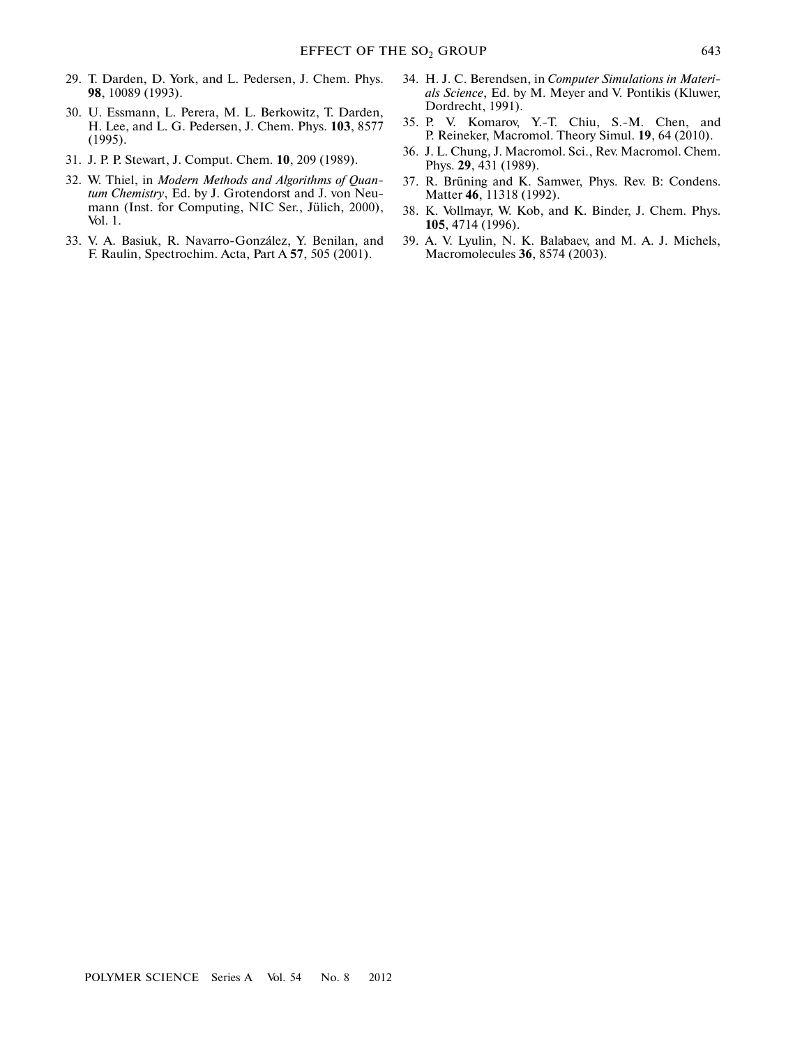29. T. Darden, D. York, and L. Pedersen, J. Chem. Phys. **98**, 10089 (1993).
30. U. Essmann, L. Perera, M. L. Berkowitz, T. Darden, H. Lee, and L. G. Pedersen, J. Chem. Phys. **103**, 8577 (1995).
31. J. P. P. Stewart, J. Comput. Chem. **10**, 209 (1989).
32. W. Thiel, in *Modern Methods and Algorithms of Quantum Chemistry*, Ed. by J. Grotendorst and J. von Neumann (Inst. for Computing, NIC Ser., Jülich, 2000), Vol. 1.
33. V. A. Basiuk, R. Navarro-González, Y. Benilan, and F. Raulin, Spectrochim. Acta, Part A **57**, 505 (2001).
34. H. J. C. Berendsen, in *Computer Simulations in Materials Science*, Ed. by M. Meyer and V. Pontikis (Kluwer, Dordrecht, 1991).
35. P. V. Komarov, Y.-T. Chiu, S.-M. Chen, and P. Reineker, Macromol. Theory Simul. **19**, 64 (2010).
36. J. L. Chung, J. Macromol. Sci., Rev. Macromol. Chem. Phys. **29**, 431 (1989).
37. R. Brüning and K. Samwer, Phys. Rev. B: Condens. Matter **46**, 11318 (1992).
38. K. Vollmayr, W. Kob, and K. Binder, J. Chem. Phys. **105**, 4714 (1996).
39. A. V. Lyulin, N. K. Balabaev, and M. A. J. Michels, Macromolecules **36**, 8574 (2003).